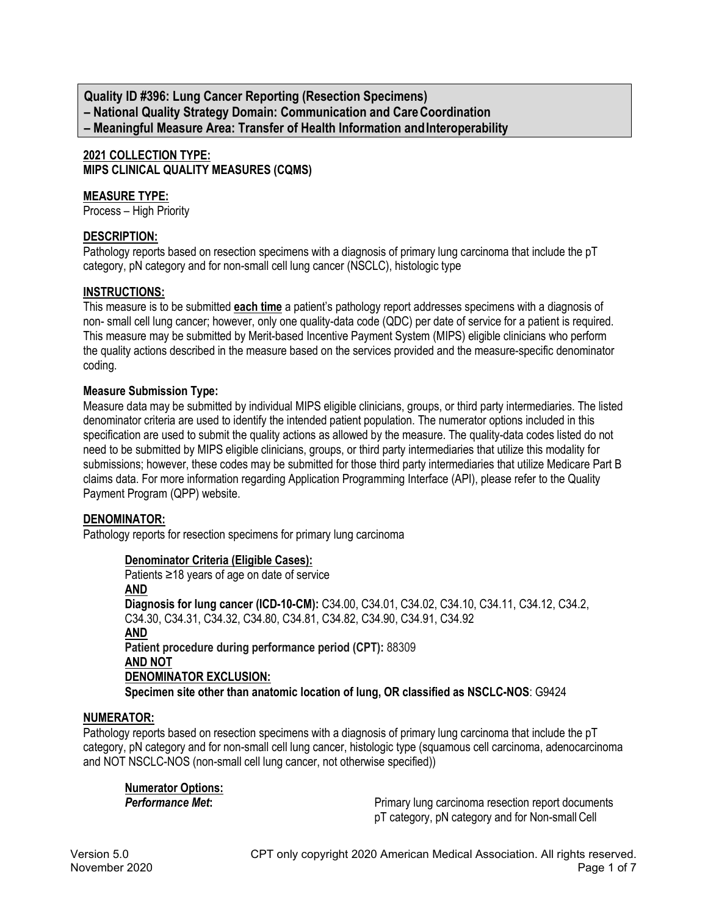**Quality ID #396: Lung Cancer Reporting (Resection Specimens)**
**– National Quality Strategy Domain: Communication and Care Coordination**
**– Meaningful Measure Area: Transfer of Health Information and Interoperability**

**2021 COLLECTION TYPE:**
**MIPS CLINICAL QUALITY MEASURES (CQMS)**

**MEASURE TYPE:**
Process – High Priority

**DESCRIPTION:**
Pathology reports based on resection specimens with a diagnosis of primary lung carcinoma that include the pT category, pN category and for non-small cell lung cancer (NSCLC), histologic type

**INSTRUCTIONS:**
This measure is to be submitted **each time** a patient's pathology report addresses specimens with a diagnosis of non- small cell lung cancer; however, only one quality-data code (QDC) per date of service for a patient is required. This measure may be submitted by Merit-based Incentive Payment System (MIPS) eligible clinicians who perform the quality actions described in the measure based on the services provided and the measure-specific denominator coding.

**Measure Submission Type:**
Measure data may be submitted by individual MIPS eligible clinicians, groups, or third party intermediaries. The listed denominator criteria are used to identify the intended patient population. The numerator options included in this specification are used to submit the quality actions as allowed by the measure. The quality-data codes listed do not need to be submitted by MIPS eligible clinicians, groups, or third party intermediaries that utilize this modality for submissions; however, these codes may be submitted for those third party intermediaries that utilize Medicare Part B claims data. For more information regarding Application Programming Interface (API), please refer to the Quality Payment Program (QPP) website.

**DENOMINATOR:**
Pathology reports for resection specimens for primary lung carcinoma

**Denominator Criteria (Eligible Cases):**
Patients ≥18 years of age on date of service
**AND**
**Diagnosis for lung cancer (ICD-10-CM):** C34.00, C34.01, C34.02, C34.10, C34.11, C34.12, C34.2, C34.30, C34.31, C34.32, C34.80, C34.81, C34.82, C34.90, C34.91, C34.92
**AND**
**Patient procedure during performance period (CPT):** 88309
**AND NOT**
**DENOMINATOR EXCLUSION:**
**Specimen site other than anatomic location of lung, OR classified as NSCLC-NOS**: G9424

**NUMERATOR:**
Pathology reports based on resection specimens with a diagnosis of primary lung carcinoma that include the pT category, pN category and for non-small cell lung cancer, histologic type (squamous cell carcinoma, adenocarcinoma and NOT NSCLC-NOS (non-small cell lung cancer, not otherwise specified))

**Numerator Options:**
***Performance Met*:** Primary lung carcinoma resection report documents pT category, pN category and for Non-small Cell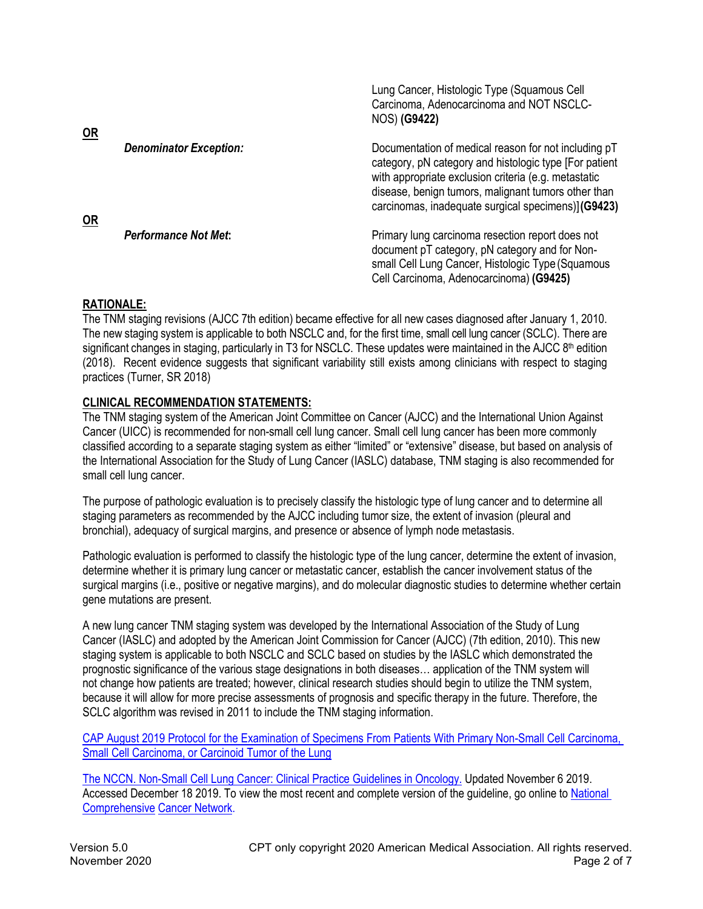Lung Cancer, Histologic Type (Squamous Cell Carcinoma, Adenocarcinoma and NOT NSCLC-NOS) **(G9422)**

**OR**

***Denominator Exception:*** Documentation of medical reason for not including pT category, pN category and histologic type [For patient with appropriate exclusion criteria (e.g. metastatic disease, benign tumors, malignant tumors other than carcinomas, inadequate surgical specimens)] **(G9423)**

**OR**

***Performance Not Met*:** Primary lung carcinoma resection report does not document pT category, pN category and for Non-small Cell Lung Cancer, Histologic Type (Squamous Cell Carcinoma, Adenocarcinoma) **(G9425)**

## RATIONALE:

The TNM staging revisions (AJCC 7th edition) became effective for all new cases diagnosed after January 1, 2010. The new staging system is applicable to both NSCLC and, for the first time, small cell lung cancer (SCLC). There are significant changes in staging, particularly in T3 for NSCLC. These updates were maintained in the AJCC 8th edition (2018). Recent evidence suggests that significant variability still exists among clinicians with respect to staging practices (Turner, SR 2018)

## CLINICAL RECOMMENDATION STATEMENTS:

The TNM staging system of the American Joint Committee on Cancer (AJCC) and the International Union Against Cancer (UICC) is recommended for non-small cell lung cancer. Small cell lung cancer has been more commonly classified according to a separate staging system as either "limited" or "extensive" disease, but based on analysis of the International Association for the Study of Lung Cancer (IASLC) database, TNM staging is also recommended for small cell lung cancer.

The purpose of pathologic evaluation is to precisely classify the histologic type of lung cancer and to determine all staging parameters as recommended by the AJCC including tumor size, the extent of invasion (pleural and bronchial), adequacy of surgical margins, and presence or absence of lymph node metastasis.

Pathologic evaluation is performed to classify the histologic type of the lung cancer, determine the extent of invasion, determine whether it is primary lung cancer or metastatic cancer, establish the cancer involvement status of the surgical margins (i.e., positive or negative margins), and do molecular diagnostic studies to determine whether certain gene mutations are present.

A new lung cancer TNM staging system was developed by the International Association of the Study of Lung Cancer (IASLC) and adopted by the American Joint Commission for Cancer (AJCC) (7th edition, 2010). This new staging system is applicable to both NSCLC and SCLC based on studies by the IASLC which demonstrated the prognostic significance of the various stage designations in both diseases… application of the TNM system will not change how patients are treated; however, clinical research studies should begin to utilize the TNM system, because it will allow for more precise assessments of prognosis and specific therapy in the future. Therefore, the SCLC algorithm was revised in 2011 to include the TNM staging information.

CAP August 2019 Protocol for the Examination of Specimens From Patients With Primary Non-Small Cell Carcinoma, Small Cell Carcinoma, or Carcinoid Tumor of the Lung

The NCCN. Non-Small Cell Lung Cancer: Clinical Practice Guidelines in Oncology. Updated November 6 2019. Accessed December 18 2019. To view the most recent and complete version of the guideline, go online to National Comprehensive Cancer Network.

Version 5.0
November 2020

CPT only copyright 2020 American Medical Association. All rights reserved.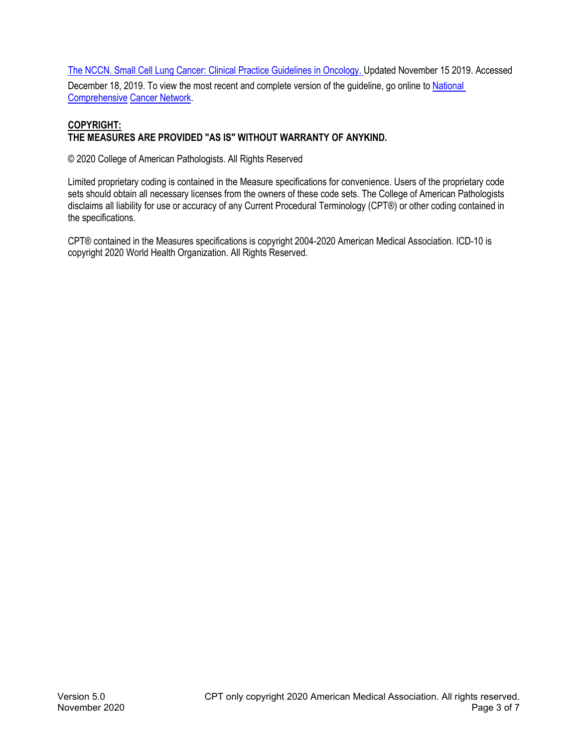The NCCN. Small Cell Lung Cancer: Clinical Practice Guidelines in Oncology. Updated November 15 2019. Accessed December 18, 2019. To view the most recent and complete version of the guideline, go online to National Comprehensive Cancer Network.

**COPYRIGHT:**
**THE MEASURES ARE PROVIDED "AS IS" WITHOUT WARRANTY OF ANYKIND.**

© 2020 College of American Pathologists. All Rights Reserved

Limited proprietary coding is contained in the Measure specifications for convenience. Users of the proprietary code sets should obtain all necessary licenses from the owners of these code sets. The College of American Pathologists disclaims all liability for use or accuracy of any Current Procedural Terminology (CPT®) or other coding contained in the specifications.

CPT® contained in the Measures specifications is copyright 2004-2020 American Medical Association. ICD-10 is copyright 2020 World Health Organization. All Rights Reserved.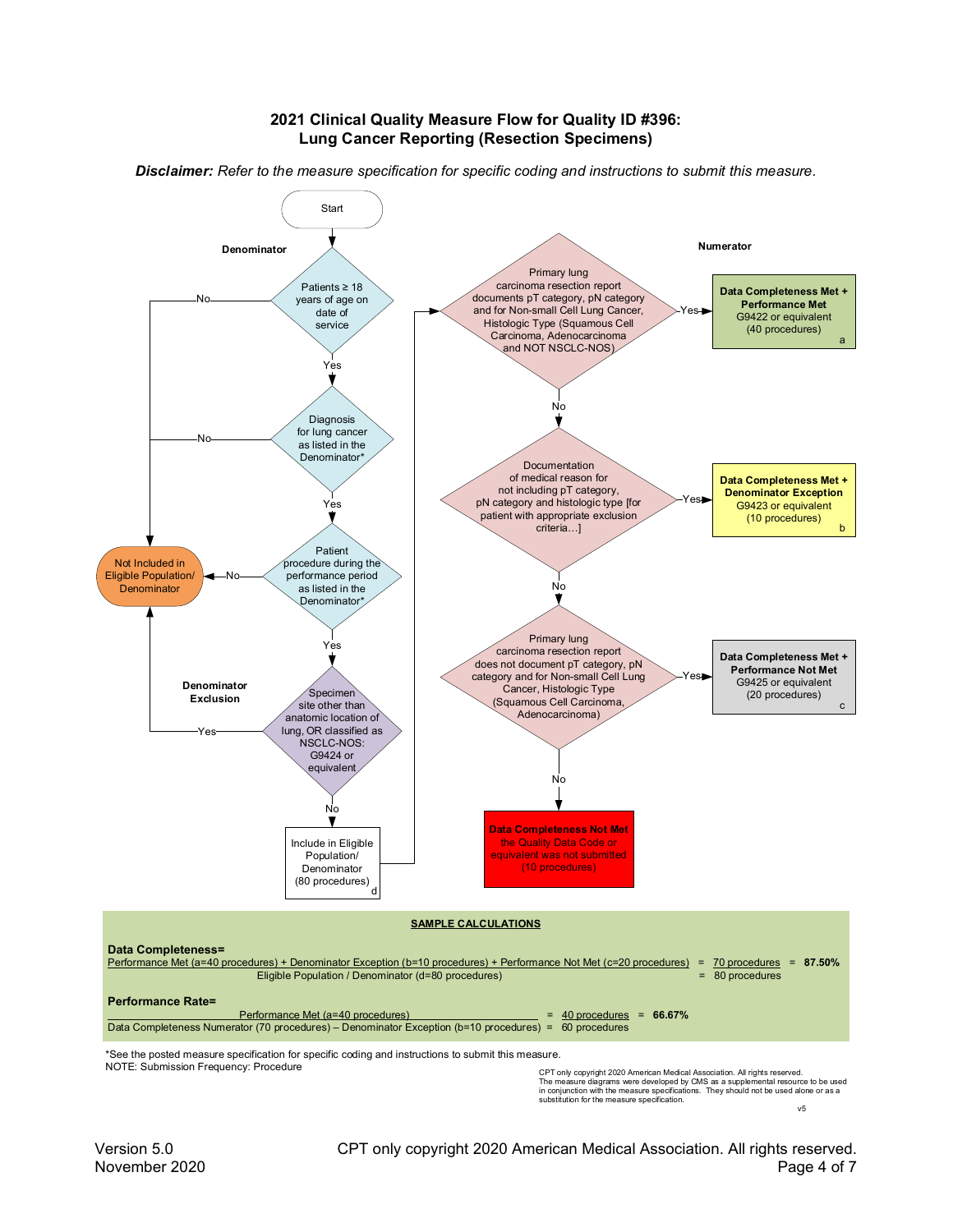# 2021 Clinical Quality Measure Flow for Quality ID #396: Lung Cancer Reporting (Resection Specimens)

***Disclaimer:*** *Refer to the measure specification for specific coding and instructions to submit this measure.*

Start

**Denominator**

Patients ≥ 18 years of age on date of service — No → Not Included in Eligible Population/ Denominator; Yes ↓

Diagnosis for lung cancer as listed in the Denominator* — No → Not Included in Eligible Population/ Denominator; Yes ↓

Patient procedure during the performance period as listed in the Denominator* — No → Not Included in Eligible Population/ Denominator; Yes ↓

**Denominator Exclusion**

Specimen site other than anatomic location of lung, OR classified as NSCLC-NOS: G9424 or equivalent — Yes → Not Included in Eligible Population/ Denominator; No ↓

Include in Eligible Population/ Denominator (80 procedures) d

**Numerator**

Primary lung carcinoma resection report documents pT category, pN category and for Non-small Cell Lung Cancer, Histologic Type (Squamous Cell Carcinoma, Adenocarcinoma and NOT NSCLC-NOS) — Yes → **Data Completeness Met + Performance Met** G9422 or equivalent (40 procedures) a; No ↓

Documentation of medical reason for not including pT category, pN category and histologic type [for patient with appropriate exclusion criteria…] — Yes → **Data Completeness Met + Denominator Exception** G9423 or equivalent (10 procedures) b; No ↓

Primary lung carcinoma resection report does not document pT category, pN category and for Non-small Cell Lung Cancer, Histologic Type (Squamous Cell Carcinoma, Adenocarcinoma) — Yes → **Data Completeness Met + Performance Not Met** G9425 or equivalent (20 procedures) c; No ↓

**Data Completeness Not Met** the Quality Data Code or equivalent was not submitted (10 procedures)

## SAMPLE CALCULATIONS

**Data Completeness=**

Performance Met (a=40 procedures) + Denominator Exception (b=10 procedures) + Performance Not Met (c=20 procedures) / Eligible Population / Denominator (d=80 procedures) = 70 procedures / 80 procedures = **87.50%**

**Performance Rate=**

Performance Met (a=40 procedures) / Data Completeness Numerator (70 procedures) – Denominator Exception (b=10 procedures) = 40 procedures / 60 procedures = **66.67%**

*See the posted measure specification for specific coding and instructions to submit this measure.

NOTE: Submission Frequency: Procedure

CPT only copyright 2020 American Medical Association. All rights reserved.
The measure diagrams were developed by CMS as a supplemental resource to be used in conjunction with the measure specifications. They should not be used alone or as a substitution for the measure specification.

v5

Version 5.0
November 2020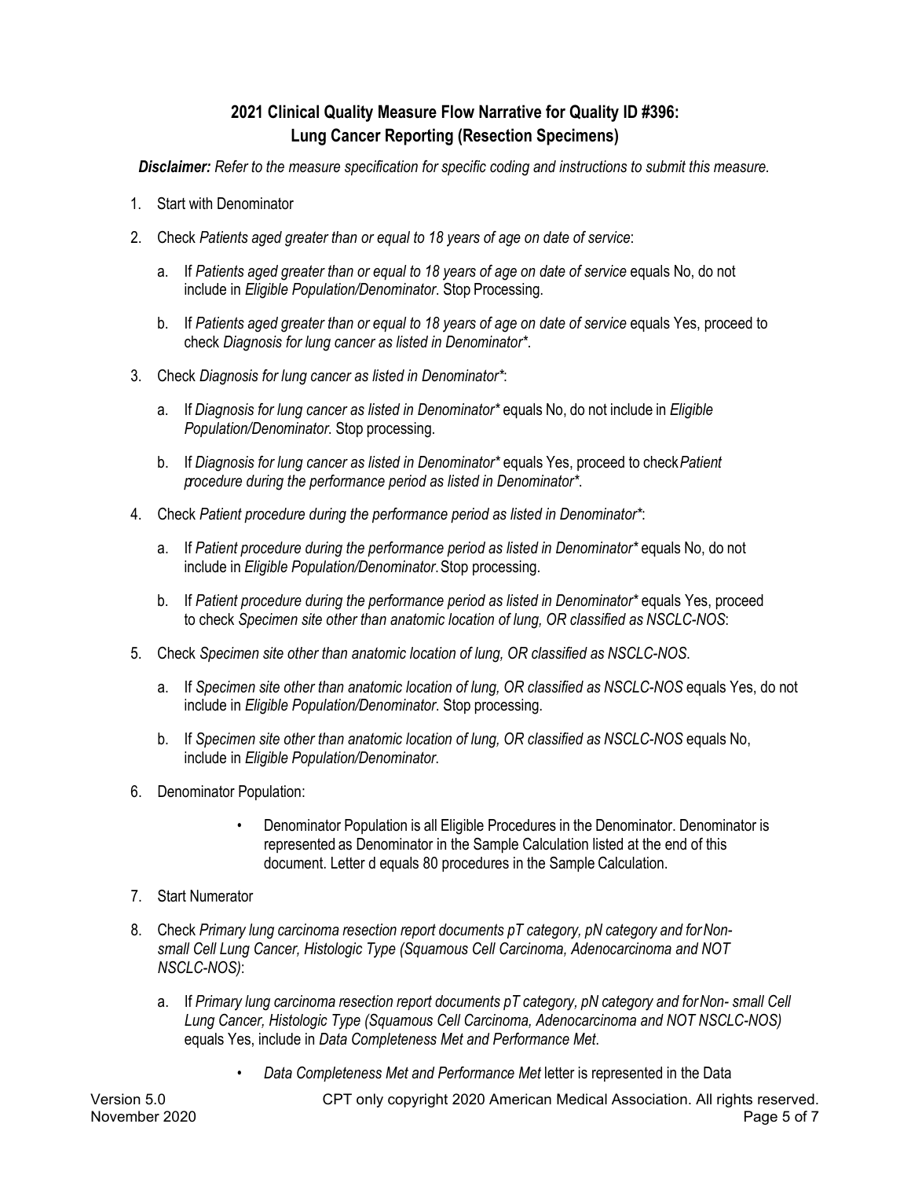## 2021 Clinical Quality Measure Flow Narrative for Quality ID #396: Lung Cancer Reporting (Resection Specimens)

***Disclaimer:*** *Refer to the measure specification for specific coding and instructions to submit this measure.*

1. Start with Denominator
2. Check *Patients aged greater than or equal to 18 years of age on date of service*:
   a. If *Patients aged greater than or equal to 18 years of age on date of service* equals No, do not include in *Eligible Population/Denominator*. Stop Processing.
   b. If *Patients aged greater than or equal to 18 years of age on date of service* equals Yes, proceed to check *Diagnosis for lung cancer as listed in Denominator**.
3. Check *Diagnosis for lung cancer as listed in Denominator**:
   a. If *Diagnosis for lung cancer as listed in Denominator** equals No, do not include in *Eligible Population/Denominator*. Stop processing.
   b. If *Diagnosis for lung cancer as listed in Denominator** equals Yes, proceed to check *Patient procedure during the performance period as listed in Denominator**.
4. Check *Patient procedure during the performance period as listed in Denominator**:
   a. If *Patient procedure during the performance period as listed in Denominator** equals No, do not include in *Eligible Population/Denominator*. Stop processing.
   b. If *Patient procedure during the performance period as listed in Denominator** equals Yes, proceed to check *Specimen site other than anatomic location of lung, OR classified as NSCLC-NOS*:
5. Check *Specimen site other than anatomic location of lung, OR classified as NSCLC-NOS*.
   a. If *Specimen site other than anatomic location of lung, OR classified as NSCLC-NOS* equals Yes, do not include in *Eligible Population/Denominator*. Stop processing.
   b. If *Specimen site other than anatomic location of lung, OR classified as NSCLC-NOS* equals No, include in *Eligible Population/Denominator*.
6. Denominator Population:
   - Denominator Population is all Eligible Procedures in the Denominator. Denominator is represented as Denominator in the Sample Calculation listed at the end of this document. Letter d equals 80 procedures in the Sample Calculation.
7. Start Numerator
8. Check *Primary lung carcinoma resection report documents pT category, pN category and for Non-small Cell Lung Cancer, Histologic Type (Squamous Cell Carcinoma, Adenocarcinoma and NOT NSCLC-NOS)*:
   a. If *Primary lung carcinoma resection report documents pT category, pN category and for Non- small Cell Lung Cancer, Histologic Type (Squamous Cell Carcinoma, Adenocarcinoma and NOT NSCLC-NOS)* equals Yes, include in *Data Completeness Met and Performance Met*.
      - *Data Completeness Met and Performance Met* letter is represented in the Data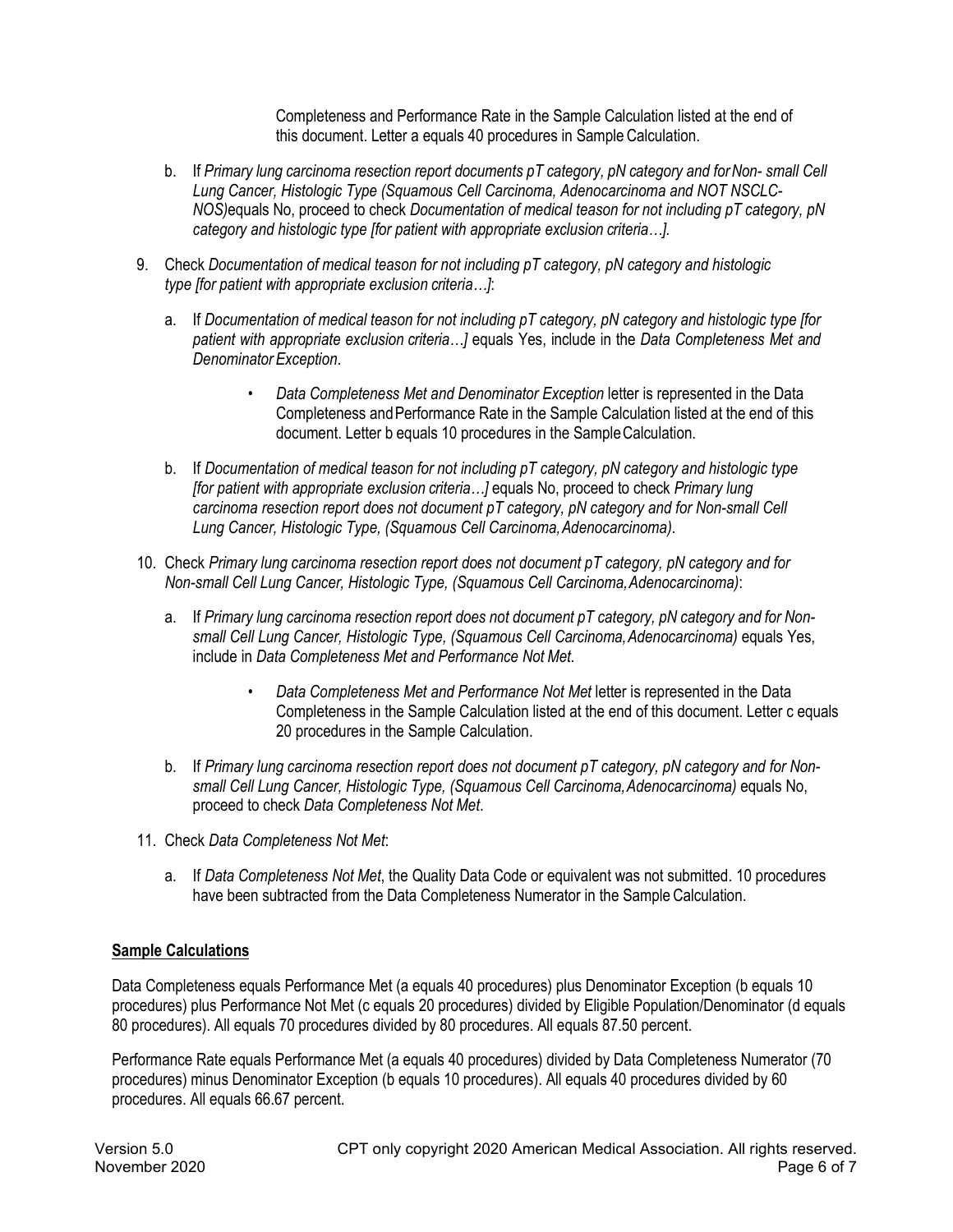Completeness and Performance Rate in the Sample Calculation listed at the end of this document. Letter a equals 40 procedures in Sample Calculation.

b. If *Primary lung carcinoma resection report documents pT category, pN category and for Non- small Cell Lung Cancer, Histologic Type (Squamous Cell Carcinoma, Adenocarcinoma and NOT NSCLC-NOS)* equals No, proceed to check *Documentation of medical teason for not including pT category, pN category and histologic type [for patient with appropriate exclusion criteria…].*

9. Check *Documentation of medical teason for not including pT category, pN category and histologic type [for patient with appropriate exclusion criteria…]*:

   a. If *Documentation of medical teason for not including pT category, pN category and histologic type [for patient with appropriate exclusion criteria…]* equals Yes, include in the *Data Completeness Met and Denominator Exception*.

      - *Data Completeness Met and Denominator Exception* letter is represented in the Data Completeness and Performance Rate in the Sample Calculation listed at the end of this document. Letter b equals 10 procedures in the Sample Calculation.

   b. If *Documentation of medical teason for not including pT category, pN category and histologic type [for patient with appropriate exclusion criteria…]* equals No, proceed to check *Primary lung carcinoma resection report does not document pT category, pN category and for Non-small Cell Lung Cancer, Histologic Type, (Squamous Cell Carcinoma, Adenocarcinoma)*.

10. Check *Primary lung carcinoma resection report does not document pT category, pN category and for Non-small Cell Lung Cancer, Histologic Type, (Squamous Cell Carcinoma, Adenocarcinoma)*:

    a. If *Primary lung carcinoma resection report does not document pT category, pN category and for Non-small Cell Lung Cancer, Histologic Type, (Squamous Cell Carcinoma, Adenocarcinoma)* equals Yes, include in *Data Completeness Met and Performance Not Met*.

       - *Data Completeness Met and Performance Not Met* letter is represented in the Data Completeness in the Sample Calculation listed at the end of this document. Letter c equals 20 procedures in the Sample Calculation.

    b. If *Primary lung carcinoma resection report does not document pT category, pN category and for Non-small Cell Lung Cancer, Histologic Type, (Squamous Cell Carcinoma, Adenocarcinoma)* equals No, proceed to check *Data Completeness Not Met*.

11. Check *Data Completeness Not Met*:

    a. If *Data Completeness Not Met*, the Quality Data Code or equivalent was not submitted. 10 procedures have been subtracted from the Data Completeness Numerator in the Sample Calculation.

**Sample Calculations**

Data Completeness equals Performance Met (a equals 40 procedures) plus Denominator Exception (b equals 10 procedures) plus Performance Not Met (c equals 20 procedures) divided by Eligible Population/Denominator (d equals 80 procedures). All equals 70 procedures divided by 80 procedures. All equals 87.50 percent.

Performance Rate equals Performance Met (a equals 40 procedures) divided by Data Completeness Numerator (70 procedures) minus Denominator Exception (b equals 10 procedures). All equals 40 procedures divided by 60 procedures. All equals 66.67 percent.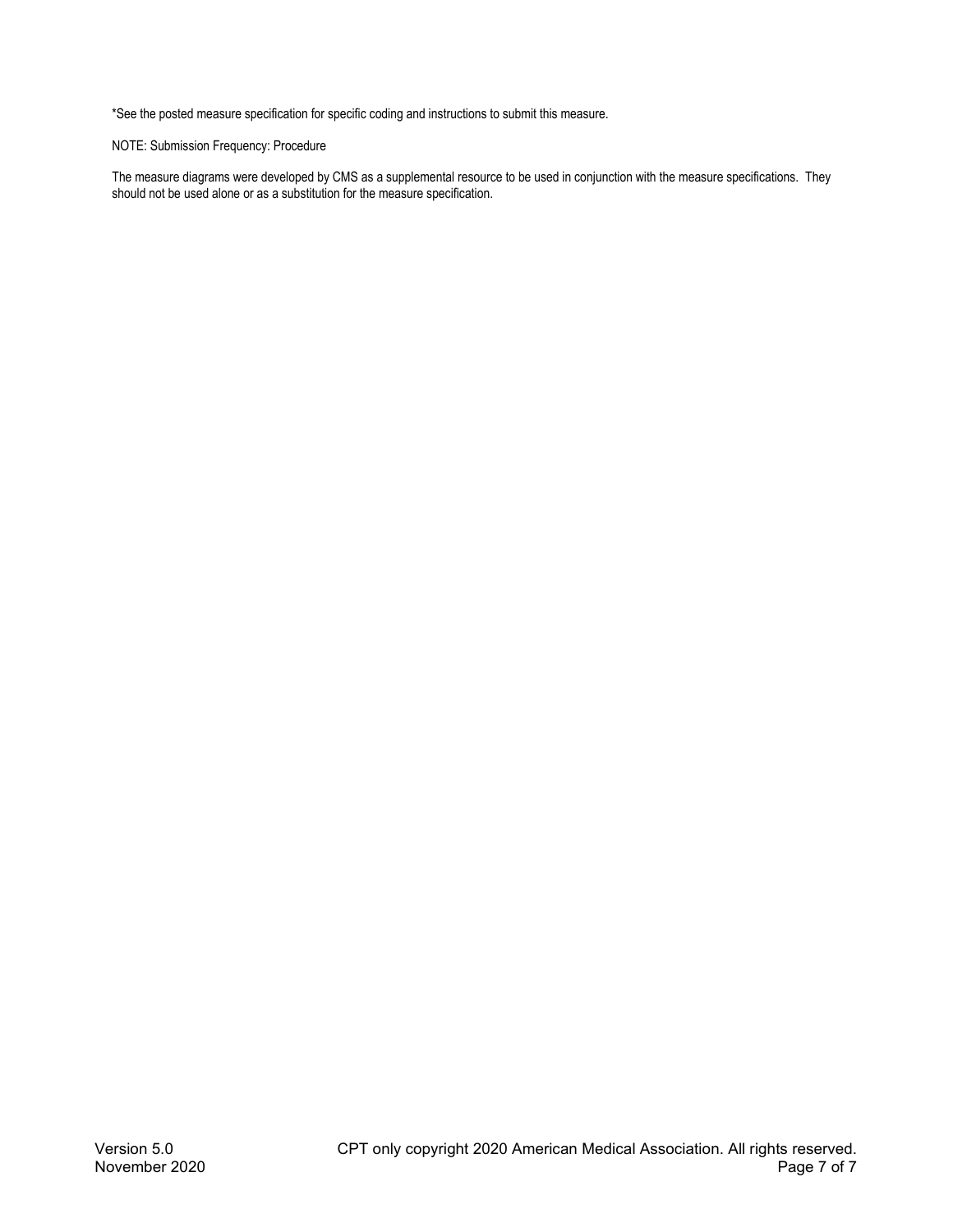*See the posted measure specification for specific coding and instructions to submit this measure.

NOTE: Submission Frequency: Procedure

The measure diagrams were developed by CMS as a supplemental resource to be used in conjunction with the measure specifications. They should not be used alone or as a substitution for the measure specification.